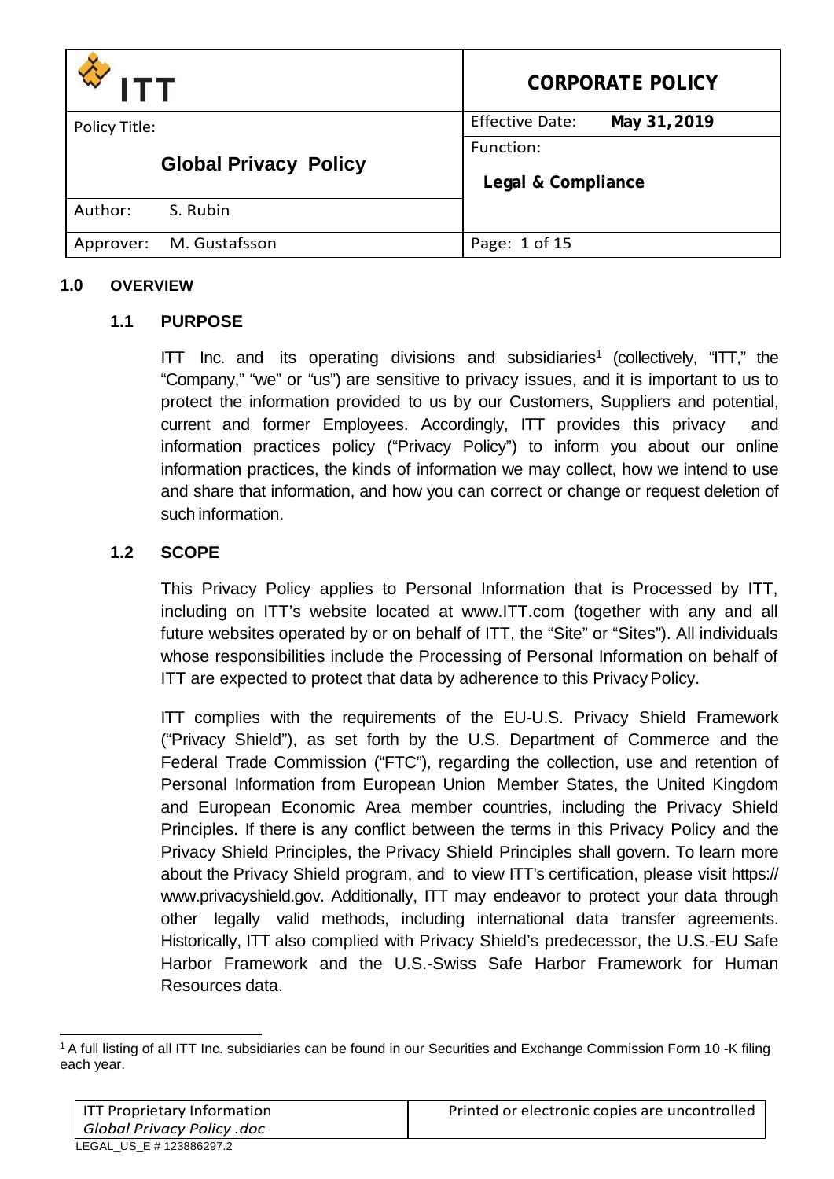| ITT | CORPORATE POLICY |
| --- | --- |
| Policy Title: **Global Privacy Policy** | Effective Date: **May 31, 2019** |
| | Function: **Legal & Compliance** |
| Author: S. Rubin | |
| Approver: M. Gustafsson | Page: 1 of 15 |

## 1.0 OVERVIEW

### 1.1 PURPOSE

ITT Inc. and its operating divisions and subsidiaries[1] (collectively, "ITT," the "Company," "we" or "us") are sensitive to privacy issues, and it is important to us to protect the information provided to us by our Customers, Suppliers and potential, current and former Employees. Accordingly, ITT provides this privacy and information practices policy ("Privacy Policy") to inform you about our online information practices, the kinds of information we may collect, how we intend to use and share that information, and how you can correct or change or request deletion of such information.

### 1.2 SCOPE

This Privacy Policy applies to Personal Information that is Processed by ITT, including on ITT's website located at www.ITT.com (together with any and all future websites operated by or on behalf of ITT, the "Site" or "Sites"). All individuals whose responsibilities include the Processing of Personal Information on behalf of ITT are expected to protect that data by adherence to this Privacy Policy.

ITT complies with the requirements of the EU-U.S. Privacy Shield Framework ("Privacy Shield"), as set forth by the U.S. Department of Commerce and the Federal Trade Commission ("FTC"), regarding the collection, use and retention of Personal Information from European Union Member States, the United Kingdom and European Economic Area member countries, including the Privacy Shield Principles. If there is any conflict between the terms in this Privacy Policy and the Privacy Shield Principles, the Privacy Shield Principles shall govern. To learn more about the Privacy Shield program, and to view ITT's certification, please visit https://www.privacyshield.gov. Additionally, ITT may endeavor to protect your data through other legally valid methods, including international data transfer agreements. Historically, ITT also complied with Privacy Shield's predecessor, the U.S.-EU Safe Harbor Framework and the U.S.-Swiss Safe Harbor Framework for Human Resources data.

[1] A full listing of all ITT Inc. subsidiaries can be found in our Securities and Exchange Commission Form 10 -K filing each year.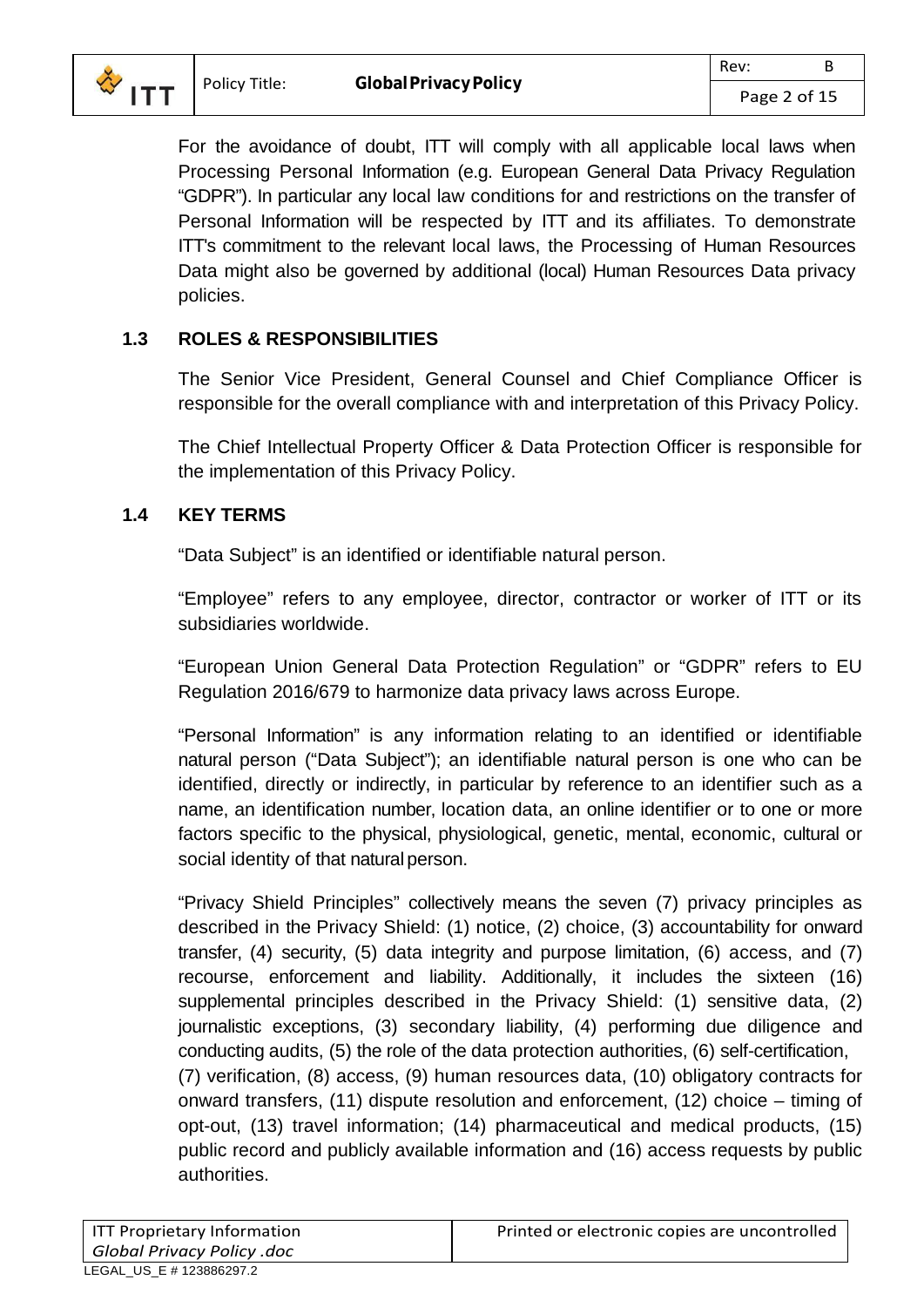For the avoidance of doubt, ITT will comply with all applicable local laws when Processing Personal Information (e.g. European General Data Privacy Regulation "GDPR"). In particular any local law conditions for and restrictions on the transfer of Personal Information will be respected by ITT and its affiliates. To demonstrate ITT's commitment to the relevant local laws, the Processing of Human Resources Data might also be governed by additional (local) Human Resources Data privacy policies.

### 1.3 ROLES & RESPONSIBILITIES

The Senior Vice President, General Counsel and Chief Compliance Officer is responsible for the overall compliance with and interpretation of this Privacy Policy.

The Chief Intellectual Property Officer & Data Protection Officer is responsible for the implementation of this Privacy Policy.

### 1.4 KEY TERMS

"Data Subject" is an identified or identifiable natural person.

"Employee" refers to any employee, director, contractor or worker of ITT or its subsidiaries worldwide.

"European Union General Data Protection Regulation" or "GDPR" refers to EU Regulation 2016/679 to harmonize data privacy laws across Europe.

"Personal Information" is any information relating to an identified or identifiable natural person ("Data Subject"); an identifiable natural person is one who can be identified, directly or indirectly, in particular by reference to an identifier such as a name, an identification number, location data, an online identifier or to one or more factors specific to the physical, physiological, genetic, mental, economic, cultural or social identity of that natural person.

"Privacy Shield Principles" collectively means the seven (7) privacy principles as described in the Privacy Shield: (1) notice, (2) choice, (3) accountability for onward transfer, (4) security, (5) data integrity and purpose limitation, (6) access, and (7) recourse, enforcement and liability. Additionally, it includes the sixteen (16) supplemental principles described in the Privacy Shield: (1) sensitive data, (2) journalistic exceptions, (3) secondary liability, (4) performing due diligence and conducting audits, (5) the role of the data protection authorities, (6) self-certification, (7) verification, (8) access, (9) human resources data, (10) obligatory contracts for onward transfers, (11) dispute resolution and enforcement, (12) choice – timing of opt-out, (13) travel information; (14) pharmaceutical and medical products, (15) public record and publicly available information and (16) access requests by public authorities.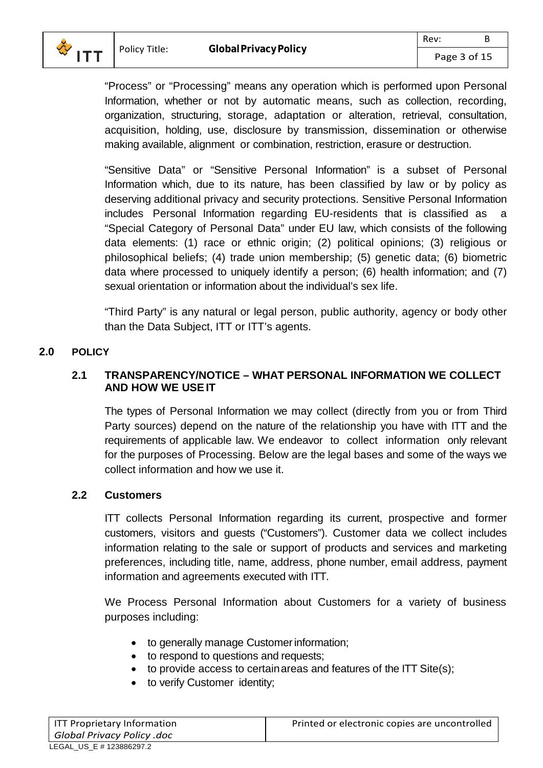"Process" or "Processing" means any operation which is performed upon Personal Information, whether or not by automatic means, such as collection, recording, organization, structuring, storage, adaptation or alteration, retrieval, consultation, acquisition, holding, use, disclosure by transmission, dissemination or otherwise making available, alignment or combination, restriction, erasure or destruction.

"Sensitive Data" or "Sensitive Personal Information" is a subset of Personal Information which, due to its nature, has been classified by law or by policy as deserving additional privacy and security protections. Sensitive Personal Information includes Personal Information regarding EU-residents that is classified as a "Special Category of Personal Data" under EU law, which consists of the following data elements: (1) race or ethnic origin; (2) political opinions; (3) religious or philosophical beliefs; (4) trade union membership; (5) genetic data; (6) biometric data where processed to uniquely identify a person; (6) health information; and (7) sexual orientation or information about the individual's sex life.

"Third Party" is any natural or legal person, public authority, agency or body other than the Data Subject, ITT or ITT's agents.

## 2.0 POLICY

### 2.1 TRANSPARENCY/NOTICE – WHAT PERSONAL INFORMATION WE COLLECT AND HOW WE USE IT

The types of Personal Information we may collect (directly from you or from Third Party sources) depend on the nature of the relationship you have with ITT and the requirements of applicable law. We endeavor to collect information only relevant for the purposes of Processing. Below are the legal bases and some of the ways we collect information and how we use it.

### 2.2 Customers

ITT collects Personal Information regarding its current, prospective and former customers, visitors and guests ("Customers"). Customer data we collect includes information relating to the sale or support of products and services and marketing preferences, including title, name, address, phone number, email address, payment information and agreements executed with ITT.

We Process Personal Information about Customers for a variety of business purposes including:

- to generally manage Customer information;
- to respond to questions and requests;
- to provide access to certain areas and features of the ITT Site(s);
- to verify Customer identity;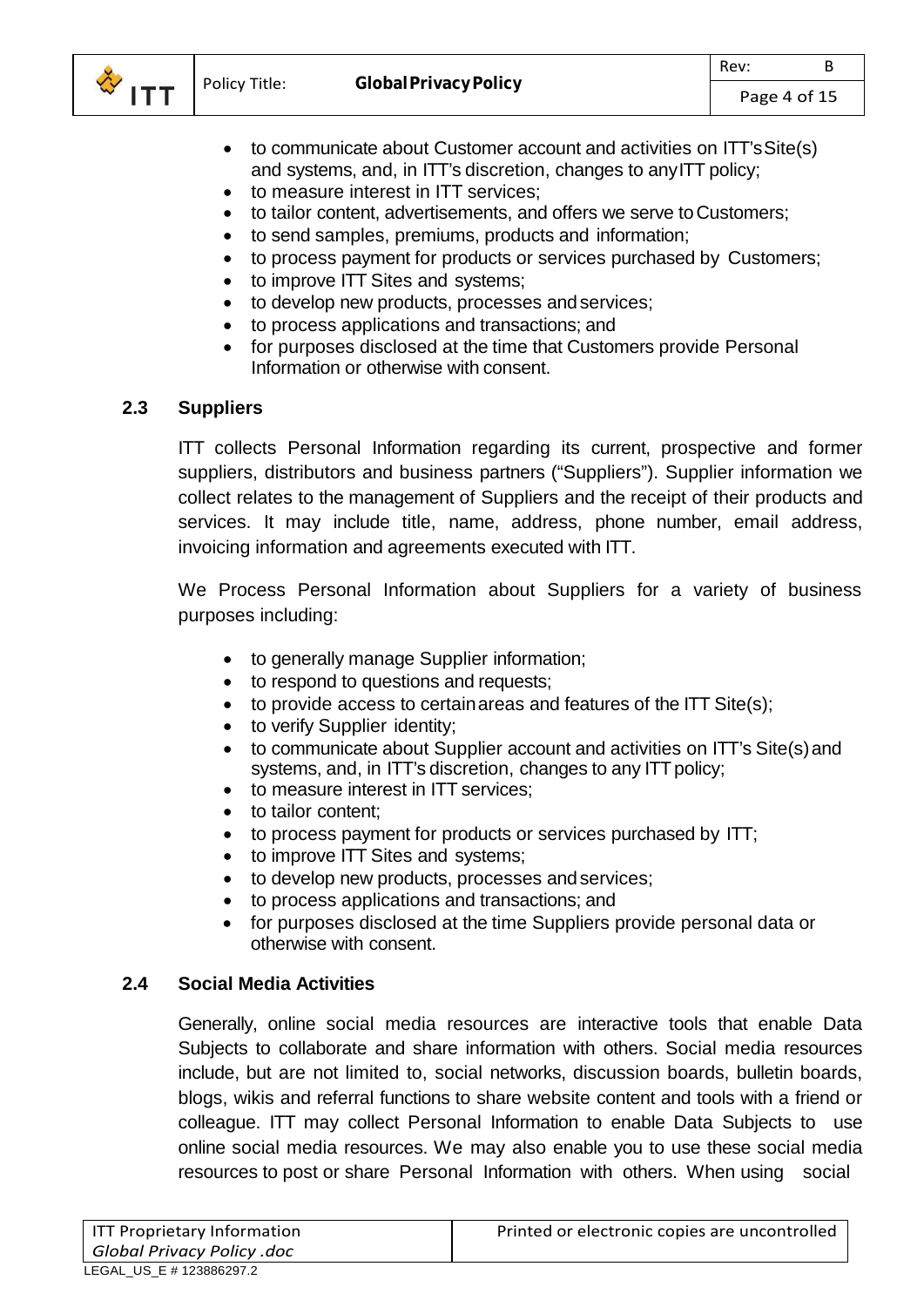- to communicate about Customer account and activities on ITT's Site(s) and systems, and, in ITT's discretion, changes to any ITT policy;
- to measure interest in ITT services;
- to tailor content, advertisements, and offers we serve to Customers;
- to send samples, premiums, products and information;
- to process payment for products or services purchased by Customers;
- to improve ITT Sites and systems;
- to develop new products, processes and services;
- to process applications and transactions; and
- for purposes disclosed at the time that Customers provide Personal Information or otherwise with consent.

### 2.3 Suppliers

ITT collects Personal Information regarding its current, prospective and former suppliers, distributors and business partners ("Suppliers"). Supplier information we collect relates to the management of Suppliers and the receipt of their products and services. It may include title, name, address, phone number, email address, invoicing information and agreements executed with ITT.

We Process Personal Information about Suppliers for a variety of business purposes including:

- to generally manage Supplier information;
- to respond to questions and requests;
- to provide access to certain areas and features of the ITT Site(s);
- to verify Supplier identity;
- to communicate about Supplier account and activities on ITT's Site(s) and systems, and, in ITT's discretion, changes to any ITT policy;
- to measure interest in ITT services;
- to tailor content;
- to process payment for products or services purchased by ITT;
- to improve ITT Sites and systems;
- to develop new products, processes and services;
- to process applications and transactions; and
- for purposes disclosed at the time Suppliers provide personal data or otherwise with consent.

### 2.4 Social Media Activities

Generally, online social media resources are interactive tools that enable Data Subjects to collaborate and share information with others. Social media resources include, but are not limited to, social networks, discussion boards, bulletin boards, blogs, wikis and referral functions to share website content and tools with a friend or colleague. ITT may collect Personal Information to enable Data Subjects to use online social media resources. We may also enable you to use these social media resources to post or share Personal Information with others. When using social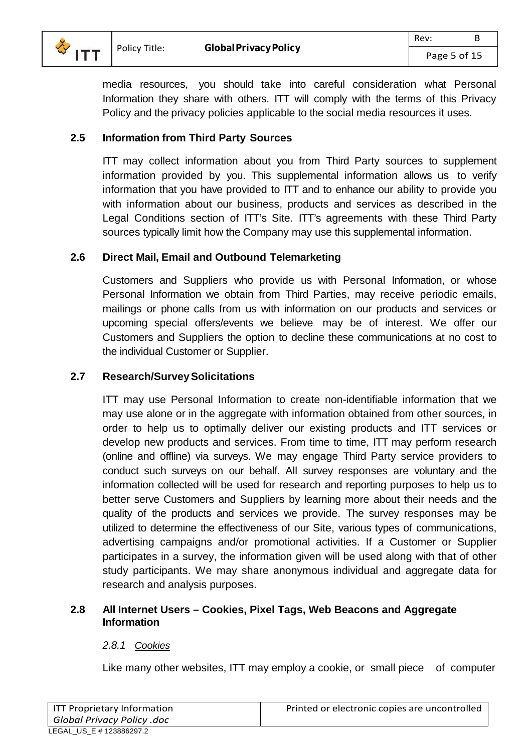media resources, you should take into careful consideration what Personal Information they share with others. ITT will comply with the terms of this Privacy Policy and the privacy policies applicable to the social media resources it uses.

### 2.5 Information from Third Party Sources

ITT may collect information about you from Third Party sources to supplement information provided by you. This supplemental information allows us to verify information that you have provided to ITT and to enhance our ability to provide you with information about our business, products and services as described in the Legal Conditions section of ITT's Site. ITT's agreements with these Third Party sources typically limit how the Company may use this supplemental information.

### 2.6 Direct Mail, Email and Outbound Telemarketing

Customers and Suppliers who provide us with Personal Information, or whose Personal Information we obtain from Third Parties, may receive periodic emails, mailings or phone calls from us with information on our products and services or upcoming special offers/events we believe may be of interest. We offer our Customers and Suppliers the option to decline these communications at no cost to the individual Customer or Supplier.

### 2.7 Research/Survey Solicitations

ITT may use Personal Information to create non-identifiable information that we may use alone or in the aggregate with information obtained from other sources, in order to help us to optimally deliver our existing products and ITT services or develop new products and services. From time to time, ITT may perform research (online and offline) via surveys. We may engage Third Party service providers to conduct such surveys on our behalf. All survey responses are voluntary and the information collected will be used for research and reporting purposes to help us to better serve Customers and Suppliers by learning more about their needs and the quality of the products and services we provide. The survey responses may be utilized to determine the effectiveness of our Site, various types of communications, advertising campaigns and/or promotional activities. If a Customer or Supplier participates in a survey, the information given will be used along with that of other study participants. We may share anonymous individual and aggregate data for research and analysis purposes.

### 2.8 All Internet Users – Cookies, Pixel Tags, Web Beacons and Aggregate Information

#### *2.8.1 Cookies*

Like many other websites, ITT may employ a cookie, or small piece of computer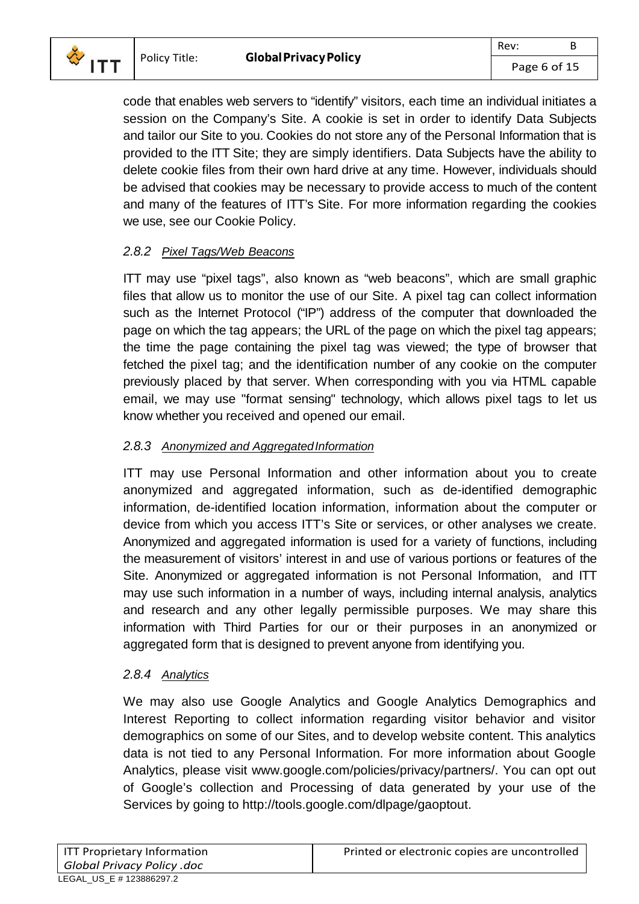code that enables web servers to "identify" visitors, each time an individual initiates a session on the Company's Site. A cookie is set in order to identify Data Subjects and tailor our Site to you. Cookies do not store any of the Personal Information that is provided to the ITT Site; they are simply identifiers. Data Subjects have the ability to delete cookie files from their own hard drive at any time. However, individuals should be advised that cookies may be necessary to provide access to much of the content and many of the features of ITT's Site. For more information regarding the cookies we use, see our Cookie Policy.

#### *2.8.2 Pixel Tags/Web Beacons*

ITT may use "pixel tags", also known as "web beacons", which are small graphic files that allow us to monitor the use of our Site. A pixel tag can collect information such as the Internet Protocol ("IP") address of the computer that downloaded the page on which the tag appears; the URL of the page on which the pixel tag appears; the time the page containing the pixel tag was viewed; the type of browser that fetched the pixel tag; and the identification number of any cookie on the computer previously placed by that server. When corresponding with you via HTML capable email, we may use "format sensing" technology, which allows pixel tags to let us know whether you received and opened our email.

#### *2.8.3 Anonymized and Aggregated Information*

ITT may use Personal Information and other information about you to create anonymized and aggregated information, such as de-identified demographic information, de-identified location information, information about the computer or device from which you access ITT's Site or services, or other analyses we create. Anonymized and aggregated information is used for a variety of functions, including the measurement of visitors' interest in and use of various portions or features of the Site. Anonymized or aggregated information is not Personal Information, and ITT may use such information in a number of ways, including internal analysis, analytics and research and any other legally permissible purposes. We may share this information with Third Parties for our or their purposes in an anonymized or aggregated form that is designed to prevent anyone from identifying you.

#### *2.8.4 Analytics*

We may also use Google Analytics and Google Analytics Demographics and Interest Reporting to collect information regarding visitor behavior and visitor demographics on some of our Sites, and to develop website content. This analytics data is not tied to any Personal Information. For more information about Google Analytics, please visit www.google.com/policies/privacy/partners/. You can opt out of Google's collection and Processing of data generated by your use of the Services by going to http://tools.google.com/dlpage/gaoptout.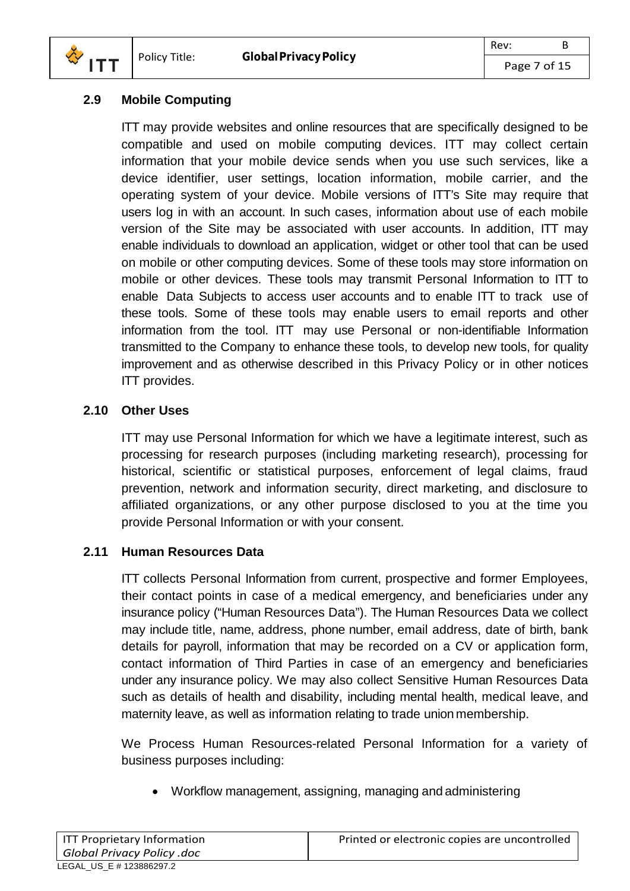### 2.9 Mobile Computing

ITT may provide websites and online resources that are specifically designed to be compatible and used on mobile computing devices. ITT may collect certain information that your mobile device sends when you use such services, like a device identifier, user settings, location information, mobile carrier, and the operating system of your device. Mobile versions of ITT's Site may require that users log in with an account. In such cases, information about use of each mobile version of the Site may be associated with user accounts. In addition, ITT may enable individuals to download an application, widget or other tool that can be used on mobile or other computing devices. Some of these tools may store information on mobile or other devices. These tools may transmit Personal Information to ITT to enable Data Subjects to access user accounts and to enable ITT to track use of these tools. Some of these tools may enable users to email reports and other information from the tool. ITT may use Personal or non-identifiable Information transmitted to the Company to enhance these tools, to develop new tools, for quality improvement and as otherwise described in this Privacy Policy or in other notices ITT provides.

### 2.10 Other Uses

ITT may use Personal Information for which we have a legitimate interest, such as processing for research purposes (including marketing research), processing for historical, scientific or statistical purposes, enforcement of legal claims, fraud prevention, network and information security, direct marketing, and disclosure to affiliated organizations, or any other purpose disclosed to you at the time you provide Personal Information or with your consent.

### 2.11 Human Resources Data

ITT collects Personal Information from current, prospective and former Employees, their contact points in case of a medical emergency, and beneficiaries under any insurance policy ("Human Resources Data"). The Human Resources Data we collect may include title, name, address, phone number, email address, date of birth, bank details for payroll, information that may be recorded on a CV or application form, contact information of Third Parties in case of an emergency and beneficiaries under any insurance policy. We may also collect Sensitive Human Resources Data such as details of health and disability, including mental health, medical leave, and maternity leave, as well as information relating to trade union membership.

We Process Human Resources-related Personal Information for a variety of business purposes including:

- Workflow management, assigning, managing and administering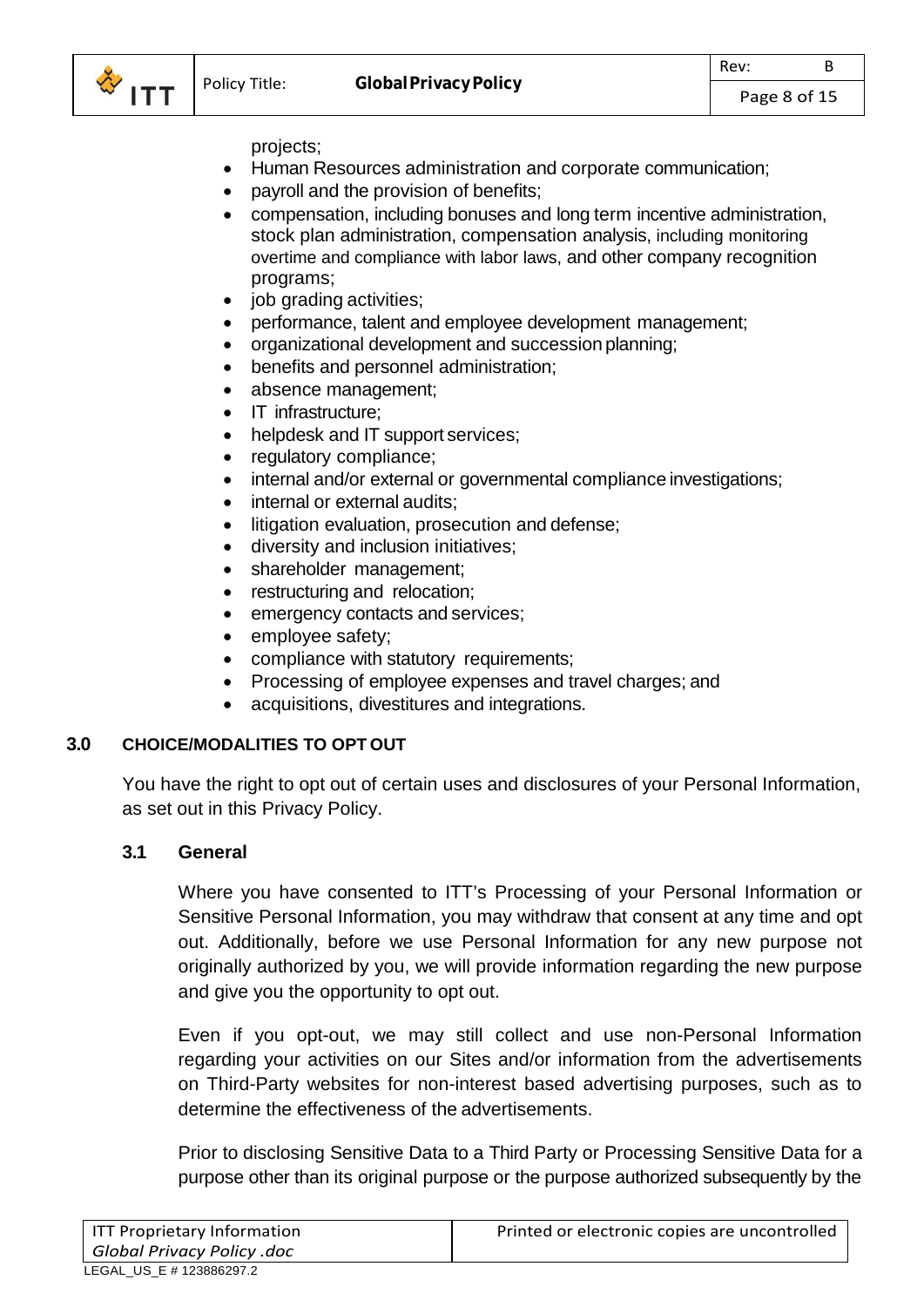projects;

- Human Resources administration and corporate communication;
- payroll and the provision of benefits;
- compensation, including bonuses and long term incentive administration, stock plan administration, compensation analysis, including monitoring overtime and compliance with labor laws, and other company recognition programs;
- job grading activities;
- performance, talent and employee development management;
- organizational development and succession planning;
- benefits and personnel administration;
- absence management;
- IT infrastructure;
- helpdesk and IT support services;
- regulatory compliance;
- internal and/or external or governmental compliance investigations;
- internal or external audits;
- litigation evaluation, prosecution and defense;
- diversity and inclusion initiatives;
- shareholder management;
- restructuring and relocation;
- emergency contacts and services;
- employee safety;
- compliance with statutory requirements;
- Processing of employee expenses and travel charges; and
- acquisitions, divestitures and integrations.

## 3.0 CHOICE/MODALITIES TO OPT OUT

You have the right to opt out of certain uses and disclosures of your Personal Information, as set out in this Privacy Policy.

### 3.1 General

Where you have consented to ITT's Processing of your Personal Information or Sensitive Personal Information, you may withdraw that consent at any time and opt out. Additionally, before we use Personal Information for any new purpose not originally authorized by you, we will provide information regarding the new purpose and give you the opportunity to opt out.

Even if you opt-out, we may still collect and use non-Personal Information regarding your activities on our Sites and/or information from the advertisements on Third-Party websites for non-interest based advertising purposes, such as to determine the effectiveness of the advertisements.

Prior to disclosing Sensitive Data to a Third Party or Processing Sensitive Data for a purpose other than its original purpose or the purpose authorized subsequently by the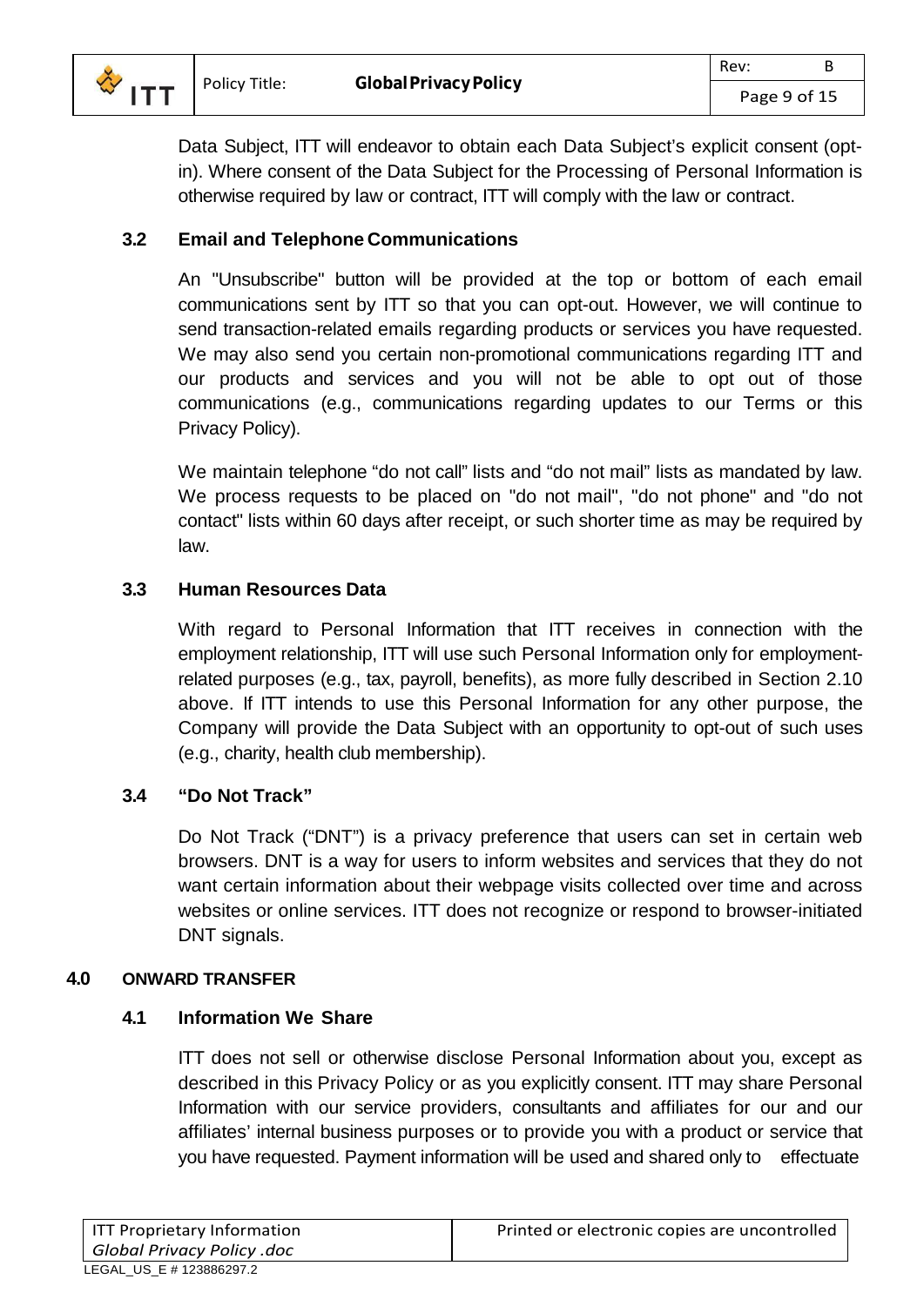Data Subject, ITT will endeavor to obtain each Data Subject's explicit consent (opt-in). Where consent of the Data Subject for the Processing of Personal Information is otherwise required by law or contract, ITT will comply with the law or contract.

### 3.2 Email and Telephone Communications

An "Unsubscribe" button will be provided at the top or bottom of each email communications sent by ITT so that you can opt-out. However, we will continue to send transaction-related emails regarding products or services you have requested. We may also send you certain non-promotional communications regarding ITT and our products and services and you will not be able to opt out of those communications (e.g., communications regarding updates to our Terms or this Privacy Policy).

We maintain telephone "do not call" lists and "do not mail" lists as mandated by law. We process requests to be placed on "do not mail", "do not phone" and "do not contact" lists within 60 days after receipt, or such shorter time as may be required by law.

### 3.3 Human Resources Data

With regard to Personal Information that ITT receives in connection with the employment relationship, ITT will use such Personal Information only for employment-related purposes (e.g., tax, payroll, benefits), as more fully described in Section 2.10 above. If ITT intends to use this Personal Information for any other purpose, the Company will provide the Data Subject with an opportunity to opt-out of such uses (e.g., charity, health club membership).

### 3.4 "Do Not Track"

Do Not Track ("DNT") is a privacy preference that users can set in certain web browsers. DNT is a way for users to inform websites and services that they do not want certain information about their webpage visits collected over time and across websites or online services. ITT does not recognize or respond to browser-initiated DNT signals.

## 4.0 ONWARD TRANSFER

### 4.1 Information We Share

ITT does not sell or otherwise disclose Personal Information about you, except as described in this Privacy Policy or as you explicitly consent. ITT may share Personal Information with our service providers, consultants and affiliates for our and our affiliates' internal business purposes or to provide you with a product or service that you have requested. Payment information will be used and shared only to effectuate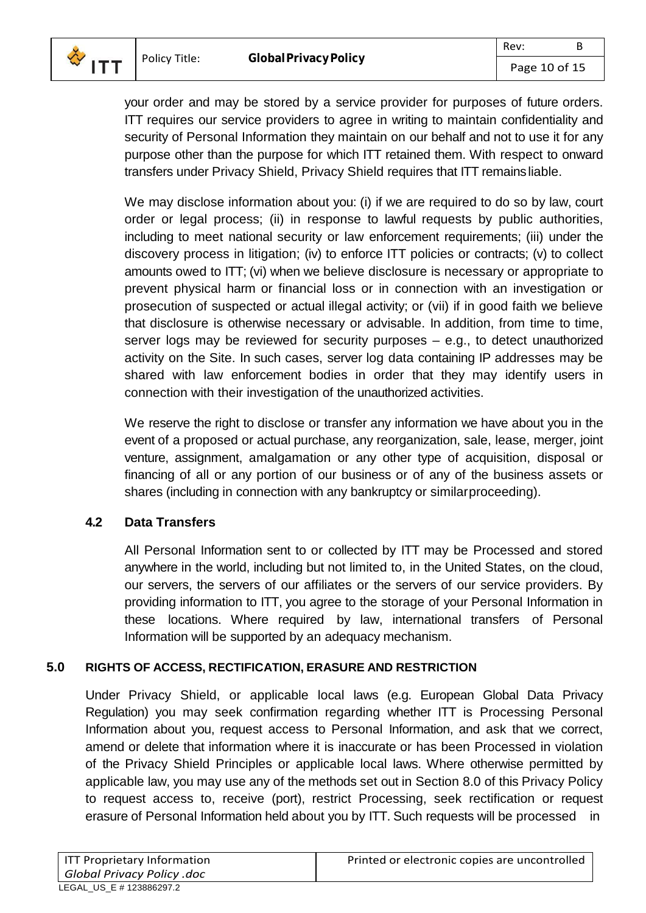your order and may be stored by a service provider for purposes of future orders. ITT requires our service providers to agree in writing to maintain confidentiality and security of Personal Information they maintain on our behalf and not to use it for any purpose other than the purpose for which ITT retained them. With respect to onward transfers under Privacy Shield, Privacy Shield requires that ITT remains liable.

We may disclose information about you: (i) if we are required to do so by law, court order or legal process; (ii) in response to lawful requests by public authorities, including to meet national security or law enforcement requirements; (iii) under the discovery process in litigation; (iv) to enforce ITT policies or contracts; (v) to collect amounts owed to ITT; (vi) when we believe disclosure is necessary or appropriate to prevent physical harm or financial loss or in connection with an investigation or prosecution of suspected or actual illegal activity; or (vii) if in good faith we believe that disclosure is otherwise necessary or advisable. In addition, from time to time, server logs may be reviewed for security purposes – e.g., to detect unauthorized activity on the Site. In such cases, server log data containing IP addresses may be shared with law enforcement bodies in order that they may identify users in connection with their investigation of the unauthorized activities.

We reserve the right to disclose or transfer any information we have about you in the event of a proposed or actual purchase, any reorganization, sale, lease, merger, joint venture, assignment, amalgamation or any other type of acquisition, disposal or financing of all or any portion of our business or of any of the business assets or shares (including in connection with any bankruptcy or similar proceeding).

### 4.2 Data Transfers

All Personal Information sent to or collected by ITT may be Processed and stored anywhere in the world, including but not limited to, in the United States, on the cloud, our servers, the servers of our affiliates or the servers of our service providers. By providing information to ITT, you agree to the storage of your Personal Information in these locations. Where required by law, international transfers of Personal Information will be supported by an adequacy mechanism.

## 5.0 RIGHTS OF ACCESS, RECTIFICATION, ERASURE AND RESTRICTION

Under Privacy Shield, or applicable local laws (e.g. European Global Data Privacy Regulation) you may seek confirmation regarding whether ITT is Processing Personal Information about you, request access to Personal Information, and ask that we correct, amend or delete that information where it is inaccurate or has been Processed in violation of the Privacy Shield Principles or applicable local laws. Where otherwise permitted by applicable law, you may use any of the methods set out in Section 8.0 of this Privacy Policy to request access to, receive (port), restrict Processing, seek rectification or request erasure of Personal Information held about you by ITT. Such requests will be processed in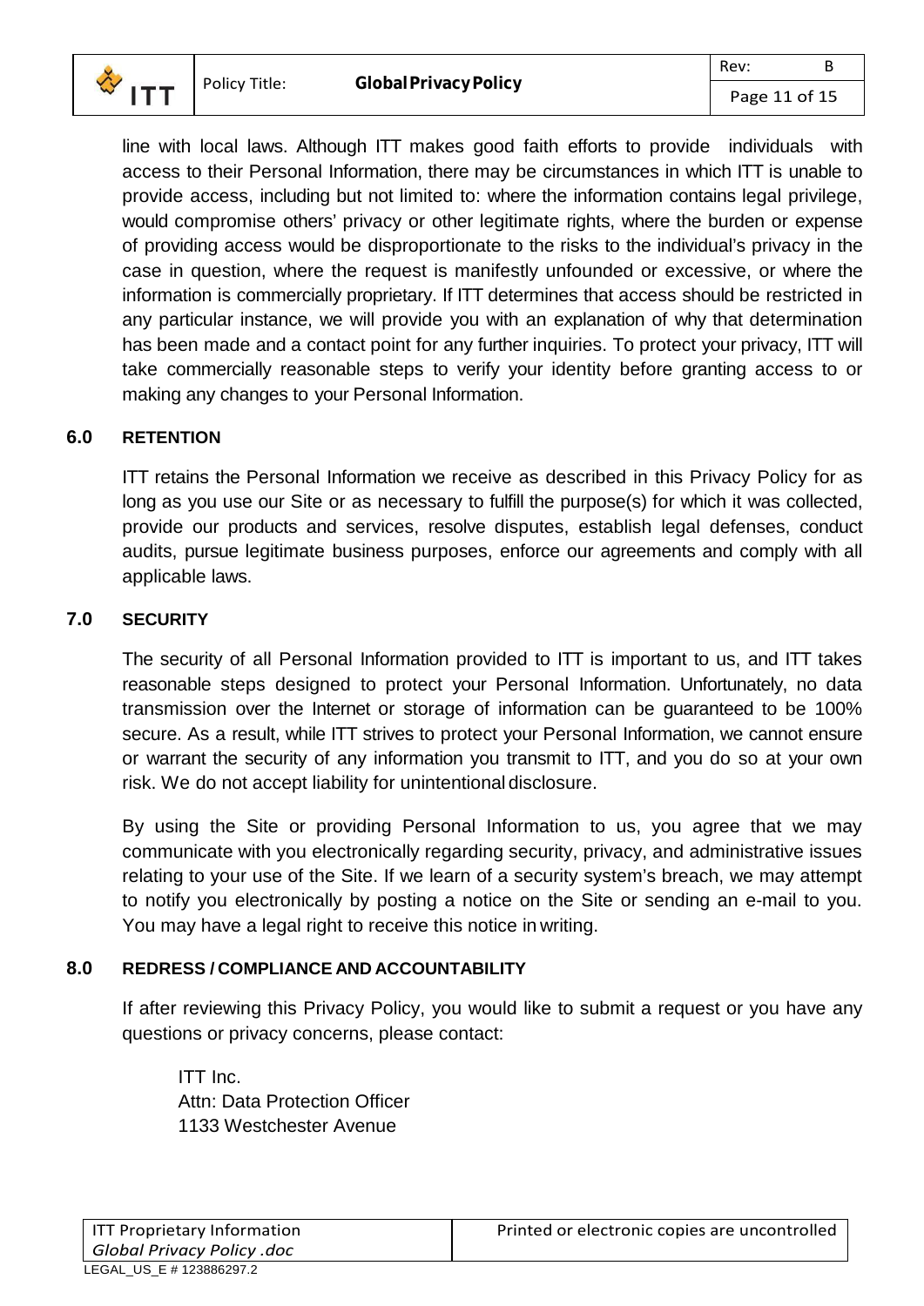line with local laws. Although ITT makes good faith efforts to provide individuals with access to their Personal Information, there may be circumstances in which ITT is unable to provide access, including but not limited to: where the information contains legal privilege, would compromise others' privacy or other legitimate rights, where the burden or expense of providing access would be disproportionate to the risks to the individual's privacy in the case in question, where the request is manifestly unfounded or excessive, or where the information is commercially proprietary. If ITT determines that access should be restricted in any particular instance, we will provide you with an explanation of why that determination has been made and a contact point for any further inquiries. To protect your privacy, ITT will take commercially reasonable steps to verify your identity before granting access to or making any changes to your Personal Information.

## 6.0 RETENTION

ITT retains the Personal Information we receive as described in this Privacy Policy for as long as you use our Site or as necessary to fulfill the purpose(s) for which it was collected, provide our products and services, resolve disputes, establish legal defenses, conduct audits, pursue legitimate business purposes, enforce our agreements and comply with all applicable laws.

## 7.0 SECURITY

The security of all Personal Information provided to ITT is important to us, and ITT takes reasonable steps designed to protect your Personal Information. Unfortunately, no data transmission over the Internet or storage of information can be guaranteed to be 100% secure. As a result, while ITT strives to protect your Personal Information, we cannot ensure or warrant the security of any information you transmit to ITT, and you do so at your own risk. We do not accept liability for unintentional disclosure.

By using the Site or providing Personal Information to us, you agree that we may communicate with you electronically regarding security, privacy, and administrative issues relating to your use of the Site. If we learn of a security system's breach, we may attempt to notify you electronically by posting a notice on the Site or sending an e-mail to you. You may have a legal right to receive this notice in writing.

## 8.0 REDRESS / COMPLIANCE AND ACCOUNTABILITY

If after reviewing this Privacy Policy, you would like to submit a request or you have any questions or privacy concerns, please contact:

ITT Inc.
Attn: Data Protection Officer
1133 Westchester Avenue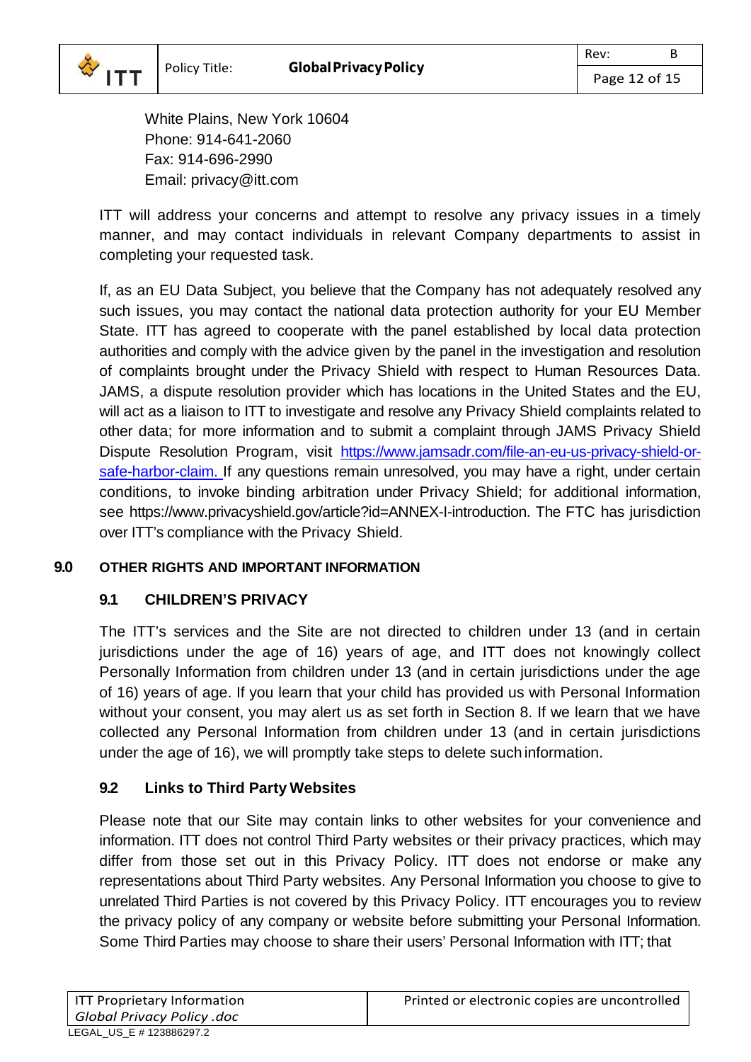White Plains, New York 10604
Phone: 914-641-2060
Fax: 914-696-2990
Email: privacy@itt.com

ITT will address your concerns and attempt to resolve any privacy issues in a timely manner, and may contact individuals in relevant Company departments to assist in completing your requested task.

If, as an EU Data Subject, you believe that the Company has not adequately resolved any such issues, you may contact the national data protection authority for your EU Member State. ITT has agreed to cooperate with the panel established by local data protection authorities and comply with the advice given by the panel in the investigation and resolution of complaints brought under the Privacy Shield with respect to Human Resources Data. JAMS, a dispute resolution provider which has locations in the United States and the EU, will act as a liaison to ITT to investigate and resolve any Privacy Shield complaints related to other data; for more information and to submit a complaint through JAMS Privacy Shield Dispute Resolution Program, visit [https://www.jamsadr.com/file-an-eu-us-privacy-shield-or-safe-harbor-claim.](https://www.jamsadr.com/file-an-eu-us-privacy-shield-or-safe-harbor-claim) If any questions remain unresolved, you may have a right, under certain conditions, to invoke binding arbitration under Privacy Shield; for additional information, see https://www.privacyshield.gov/article?id=ANNEX-I-introduction. The FTC has jurisdiction over ITT's compliance with the Privacy Shield.

## 9.0 OTHER RIGHTS AND IMPORTANT INFORMATION

### 9.1 CHILDREN'S PRIVACY

The ITT's services and the Site are not directed to children under 13 (and in certain jurisdictions under the age of 16) years of age, and ITT does not knowingly collect Personally Information from children under 13 (and in certain jurisdictions under the age of 16) years of age. If you learn that your child has provided us with Personal Information without your consent, you may alert us as set forth in Section 8. If we learn that we have collected any Personal Information from children under 13 (and in certain jurisdictions under the age of 16), we will promptly take steps to delete such information.

### 9.2 Links to Third Party Websites

Please note that our Site may contain links to other websites for your convenience and information. ITT does not control Third Party websites or their privacy practices, which may differ from those set out in this Privacy Policy. ITT does not endorse or make any representations about Third Party websites. Any Personal Information you choose to give to unrelated Third Parties is not covered by this Privacy Policy. ITT encourages you to review the privacy policy of any company or website before submitting your Personal Information. Some Third Parties may choose to share their users' Personal Information with ITT; that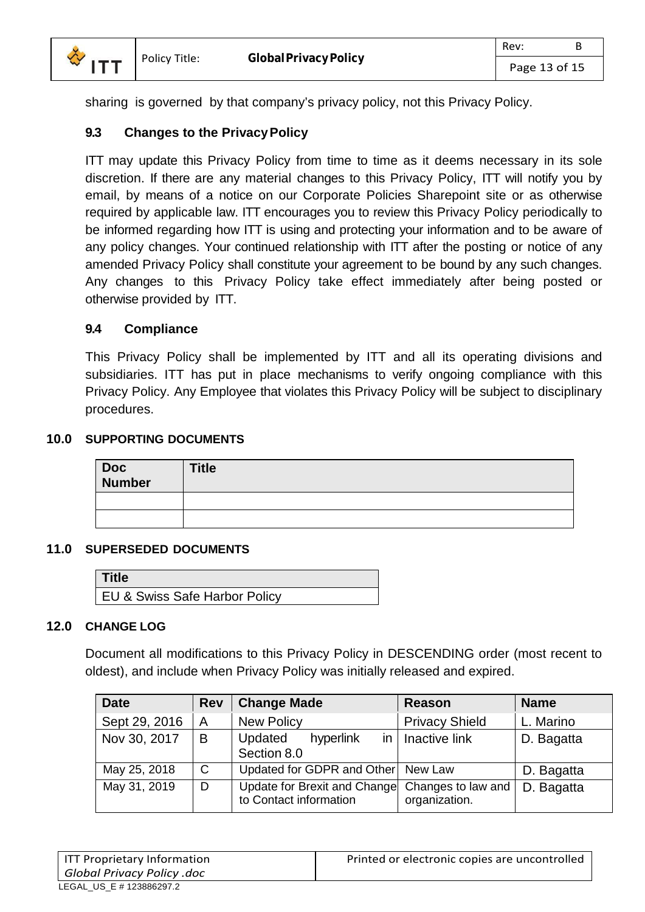sharing is governed by that company's privacy policy, not this Privacy Policy.

### 9.3 Changes to the Privacy Policy

ITT may update this Privacy Policy from time to time as it deems necessary in its sole discretion. If there are any material changes to this Privacy Policy, ITT will notify you by email, by means of a notice on our Corporate Policies Sharepoint site or as otherwise required by applicable law. ITT encourages you to review this Privacy Policy periodically to be informed regarding how ITT is using and protecting your information and to be aware of any policy changes. Your continued relationship with ITT after the posting or notice of any amended Privacy Policy shall constitute your agreement to be bound by any such changes. Any changes to this Privacy Policy take effect immediately after being posted or otherwise provided by ITT.

### 9.4 Compliance

This Privacy Policy shall be implemented by ITT and all its operating divisions and subsidiaries. ITT has put in place mechanisms to verify ongoing compliance with this Privacy Policy. Any Employee that violates this Privacy Policy will be subject to disciplinary procedures.

## 10.0 SUPPORTING DOCUMENTS

| Doc Number | Title |
|---|---|
| | |
| | |

## 11.0 SUPERSEDED DOCUMENTS

| Title |
|---|
| EU & Swiss Safe Harbor Policy |

## 12.0 CHANGE LOG

Document all modifications to this Privacy Policy in DESCENDING order (most recent to oldest), and include when Privacy Policy was initially released and expired.

| Date | Rev | Change Made | Reason | Name |
|---|---|---|---|---|
| Sept 29, 2016 | A | New Policy | Privacy Shield | L. Marino |
| Nov 30, 2017 | B | Updated hyperlink in Section 8.0 | Inactive link | D. Bagatta |
| May 25, 2018 | C | Updated for GDPR and Other | New Law | D. Bagatta |
| May 31, 2019 | D | Update for Brexit and Change to Contact information | Changes to law and organization. | D. Bagatta |

ITT Proprietary Information
*Global Privacy Policy .doc*

Printed or electronic copies are uncontrolled

LEGAL_US_E # 123886297.2